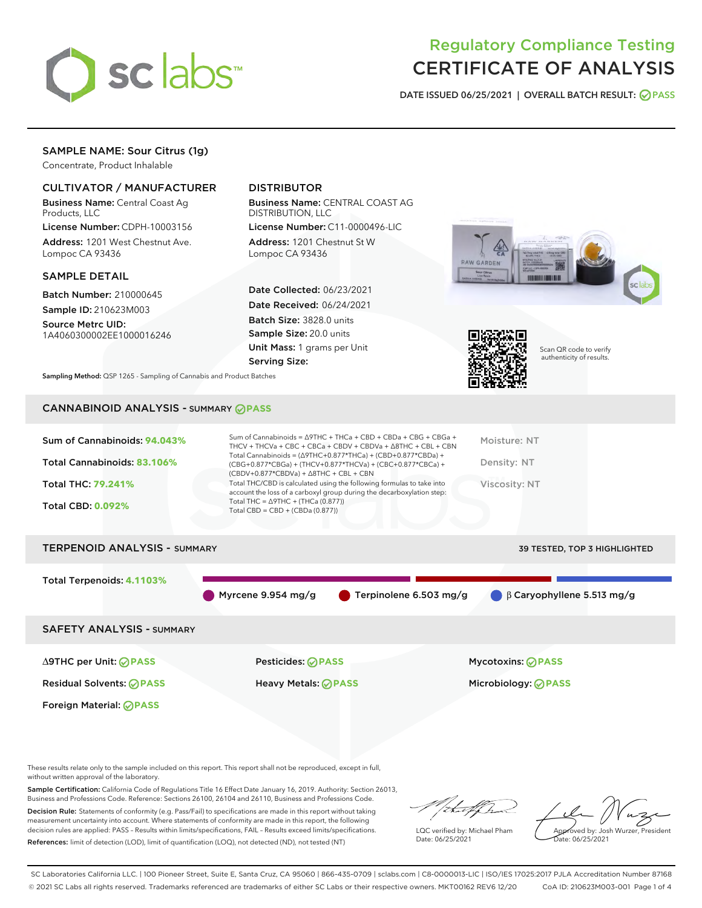# Regulatory Compliance Testing
# CERTIFICATE OF ANALYSIS

DATE ISSUED 06/25/2021 | OVERALL BATCH RESULT: PASS

## SAMPLE NAME: Sour Citrus (1g)

Concentrate, Product Inhalable

### CULTIVATOR / MANUFACTURER

**Business Name:** Central Coast Ag Products, LLC

**License Number:** CDPH-10003156

**Address:** 1201 West Chestnut Ave. Lompoc CA 93436

### DISTRIBUTOR

**Business Name:** CENTRAL COAST AG DISTRIBUTION, LLC

**License Number:** C11-0000496-LIC

**Address:** 1201 Chestnut St W Lompoc CA 93436

### SAMPLE DETAIL

**Batch Number:** 210000645

**Sample ID:** 210623M003

**Source Metrc UID:** 1A4060300002EE1000016246

**Date Collected:** 06/23/2021

**Date Received:** 06/24/2021

**Batch Size:** 3828.0 units

**Sample Size:** 20.0 units

**Unit Mass:** 1 grams per Unit

**Serving Size:**

Scan QR code to verify authenticity of results.

**Sampling Method:** QSP 1265 - Sampling of Cannabis and Product Batches

## CANNABINOID ANALYSIS - SUMMARY PASS

**Sum of Cannabinoids:** 94.043%

**Total Cannabinoids:** 83.106%

**Total THC:** 79.241%

**Total CBD:** 0.092%

Sum of Cannabinoids = Δ9THC + THCa + CBD + CBDa + CBG + CBGa + THCV + THCVa + CBC + CBCa + CBDV + CBDVa + Δ8THC + CBL + CBN

Total Cannabinoids = (Δ9THC+0.877*THCa) + (CBD+0.877*CBDa) + (CBG+0.877*CBGa) + (THCV+0.877*THCVa) + (CBC+0.877*CBCa) + (CBDV+0.877*CBDVa) + Δ8THC + CBL + CBN

Total THC/CBD is calculated using the following formulas to take into account the loss of a carboxyl group during the decarboxylation step:

Total THC = Δ9THC + (THCa (0.877))

Total CBD = CBD + (CBDa (0.877))

Moisture: NT

Density: NT

Viscosity: NT

## TERPENOID ANALYSIS - SUMMARY

39 TESTED, TOP 3 HIGHLIGHTED

**Total Terpenoids:** 4.1103%

Myrcene 9.954 mg/g | Terpinolene 6.503 mg/g | β Caryophyllene 5.513 mg/g

## SAFETY ANALYSIS - SUMMARY

| | | |
|---|---|---|
| Δ9THC per Unit: PASS | Pesticides: PASS | Mycotoxins: PASS |
| Residual Solvents: PASS | Heavy Metals: PASS | Microbiology: PASS |
| Foreign Material: PASS | | |

These results relate only to the sample included on this report. This report shall not be reproduced, except in full, without written approval of the laboratory.

**Sample Certification:** California Code of Regulations Title 16 Effect Date January 16, 2019. Authority: Section 26013, Business and Professions Code. Reference: Sections 26100, 26104 and 26110, Business and Professions Code.

**Decision Rule:** Statements of conformity (e.g. Pass/Fail) to specifications are made in this report without taking measurement uncertainty into account. Where statements of conformity are made in this report, the following decision rules are applied: PASS – Results within limits/specifications, FAIL – Results exceed limits/specifications.

**References:** limit of detection (LOD), limit of quantification (LOQ), not detected (ND), not tested (NT)

LQC verified by: Michael Pham
Date: 06/25/2021

Approved by: Josh Wurzer, President
Date: 06/25/2021

SC Laboratories California LLC. | 100 Pioneer Street, Suite E, Santa Cruz, CA 95060 | 866-435-0709 | sclabs.com | C8-0000013-LIC | ISO/IES 17025:2017 PJLA Accreditation Number 87168

© 2021 SC Labs all rights reserved. Trademarks referenced are trademarks of either SC Labs or their respective owners. MKT00162 REV6 12/20 CoA ID: 210623M003-001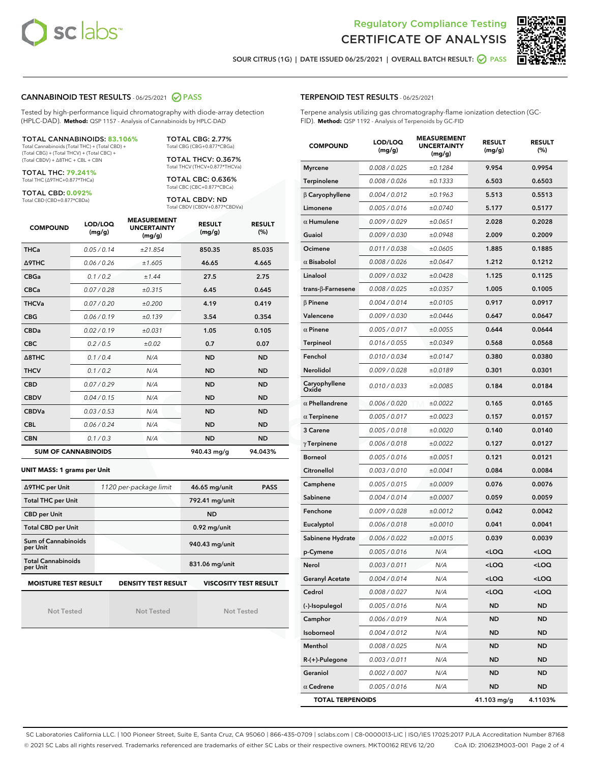Regulatory Compliance Testing

# CERTIFICATE OF ANALYSIS

SOUR CITRUS (1G) | DATE ISSUED 06/25/2021 | OVERALL BATCH RESULT: PASS

## CANNABINOID TEST RESULTS - 06/25/2021 PASS

Tested by high-performance liquid chromatography with diode-array detection (HPLC-DAD). **Method:** QSP 1157 - Analysis of Cannabinoids by HPLC-DAD

**TOTAL CANNABINOIDS: 83.106%**
Total Cannabinoids (Total THC) + (Total CBD) + (Total CBG) + (Total THCV) + (Total CBC) + (Total CBDV) + Δ8THC + CBL + CBN

**TOTAL THC: 79.241%**
Total THC (Δ9THC+0.877*THCa)

**TOTAL CBD: 0.092%**
Total CBD (CBD+0.877*CBDa)

**TOTAL CBG: 2.77%**
Total CBG (CBG+0.877*CBGa)

**TOTAL THCV: 0.367%**
Total THCV (THCV+0.877*THCVa)

**TOTAL CBC: 0.636%**
Total CBC (CBC+0.877*CBCa)

**TOTAL CBDV: ND**
Total CBDV (CBDV+0.877*CBDVa)

| COMPOUND | LOD/LOQ (mg/g) | MEASUREMENT UNCERTAINTY (mg/g) | RESULT (mg/g) | RESULT (%) |
|---|---|---|---|---|
| THCa | 0.05 / 0.14 | ±21.854 | 850.35 | 85.035 |
| Δ9THC | 0.06 / 0.26 | ±1.605 | 46.65 | 4.665 |
| CBGa | 0.1 / 0.2 | ±1.44 | 27.5 | 2.75 |
| CBCa | 0.07 / 0.28 | ±0.315 | 6.45 | 0.645 |
| THCVa | 0.07 / 0.20 | ±0.200 | 4.19 | 0.419 |
| CBG | 0.06 / 0.19 | ±0.139 | 3.54 | 0.354 |
| CBDa | 0.02 / 0.19 | ±0.031 | 1.05 | 0.105 |
| CBC | 0.2 / 0.5 | ±0.02 | 0.7 | 0.07 |
| Δ8THC | 0.1 / 0.4 | N/A | ND | ND |
| THCV | 0.1 / 0.2 | N/A | ND | ND |
| CBD | 0.07 / 0.29 | N/A | ND | ND |
| CBDV | 0.04 / 0.15 | N/A | ND | ND |
| CBDVa | 0.03 / 0.53 | N/A | ND | ND |
| CBL | 0.06 / 0.24 | N/A | ND | ND |
| CBN | 0.1 / 0.3 | N/A | ND | ND |
| **SUM OF CANNABINOIDS** | | | 940.43 mg/g | 94.043% |

### UNIT MASS: 1 grams per Unit

| | | | |
|---|---|---|---|
| Δ9THC per Unit | 1120 per-package limit | 46.65 mg/unit | PASS |
| Total THC per Unit | | 792.41 mg/unit | |
| CBD per Unit | | ND | |
| Total CBD per Unit | | 0.92 mg/unit | |
| Sum of Cannabinoids per Unit | | 940.43 mg/unit | |
| Total Cannabinoids per Unit | | 831.06 mg/unit | |

| MOISTURE TEST RESULT | DENSITY TEST RESULT | VISCOSITY TEST RESULT |
|---|---|---|
| Not Tested | Not Tested | Not Tested |

## TERPENOID TEST RESULTS - 06/25/2021

Terpene analysis utilizing gas chromatography-flame ionization detection (GC-FID). **Method:** QSP 1192 - Analysis of Terpenoids by GC-FID

| COMPOUND | LOD/LOQ (mg/g) | MEASUREMENT UNCERTAINTY (mg/g) | RESULT (mg/g) | RESULT (%) |
|---|---|---|---|---|
| Myrcene | 0.008 / 0.025 | ±0.1284 | 9.954 | 0.9954 |
| Terpinolene | 0.008 / 0.026 | ±0.1333 | 6.503 | 0.6503 |
| β Caryophyllene | 0.004 / 0.012 | ±0.1963 | 5.513 | 0.5513 |
| Limonene | 0.005 / 0.016 | ±0.0740 | 5.177 | 0.5177 |
| α Humulene | 0.009 / 0.029 | ±0.0651 | 2.028 | 0.2028 |
| Guaiol | 0.009 / 0.030 | ±0.0948 | 2.009 | 0.2009 |
| Ocimene | 0.011 / 0.038 | ±0.0605 | 1.885 | 0.1885 |
| α Bisabolol | 0.008 / 0.026 | ±0.0647 | 1.212 | 0.1212 |
| Linalool | 0.009 / 0.032 | ±0.0428 | 1.125 | 0.1125 |
| trans-β-Farnesene | 0.008 / 0.025 | ±0.0357 | 1.005 | 0.1005 |
| β Pinene | 0.004 / 0.014 | ±0.0105 | 0.917 | 0.0917 |
| Valencene | 0.009 / 0.030 | ±0.0446 | 0.647 | 0.0647 |
| α Pinene | 0.005 / 0.017 | ±0.0055 | 0.644 | 0.0644 |
| Terpineol | 0.016 / 0.055 | ±0.0349 | 0.568 | 0.0568 |
| Fenchol | 0.010 / 0.034 | ±0.0147 | 0.380 | 0.0380 |
| Nerolidol | 0.009 / 0.028 | ±0.0189 | 0.301 | 0.0301 |
| Caryophyllene Oxide | 0.010 / 0.033 | ±0.0085 | 0.184 | 0.0184 |
| α Phellandrene | 0.006 / 0.020 | ±0.0022 | 0.165 | 0.0165 |
| α Terpinene | 0.005 / 0.017 | ±0.0023 | 0.157 | 0.0157 |
| 3 Carene | 0.005 / 0.018 | ±0.0020 | 0.140 | 0.0140 |
| γ Terpinene | 0.006 / 0.018 | ±0.0022 | 0.127 | 0.0127 |
| Borneol | 0.005 / 0.016 | ±0.0051 | 0.121 | 0.0121 |
| Citronellol | 0.003 / 0.010 | ±0.0041 | 0.084 | 0.0084 |
| Camphene | 0.005 / 0.015 | ±0.0009 | 0.076 | 0.0076 |
| Sabinene | 0.004 / 0.014 | ±0.0007 | 0.059 | 0.0059 |
| Fenchone | 0.009 / 0.028 | ±0.0012 | 0.042 | 0.0042 |
| Eucalyptol | 0.006 / 0.018 | ±0.0010 | 0.041 | 0.0041 |
| Sabinene Hydrate | 0.006 / 0.022 | ±0.0015 | 0.039 | 0.0039 |
| p-Cymene | 0.005 / 0.016 | N/A | <LOQ | <LOQ |
| Nerol | 0.003 / 0.011 | N/A | <LOQ | <LOQ |
| Geranyl Acetate | 0.004 / 0.014 | N/A | <LOQ | <LOQ |
| Cedrol | 0.008 / 0.027 | N/A | <LOQ | <LOQ |
| (-)-Isopulegol | 0.005 / 0.016 | N/A | ND | ND |
| Camphor | 0.006 / 0.019 | N/A | ND | ND |
| Isoborneol | 0.004 / 0.012 | N/A | ND | ND |
| Menthol | 0.008 / 0.025 | N/A | ND | ND |
| R-(+)-Pulegone | 0.003 / 0.011 | N/A | ND | ND |
| Geraniol | 0.002 / 0.007 | N/A | ND | ND |
| α Cedrene | 0.005 / 0.016 | N/A | ND | ND |
| **TOTAL TERPENOIDS** | | | 41.103 mg/g | 4.1103% |

SC Laboratories California LLC. | 100 Pioneer Street, Suite E, Santa Cruz, CA 95060 | 866-435-0709 | sclabs.com | C8-0000013-LIC | ISO/IES 17025:2017 PJLA Accreditation Number 87168
© 2021 SC Labs all rights reserved. Trademarks referenced are trademarks of either SC Labs or their respective owners. MKT00162 REV6 12/20 CoA ID: 210623M003-001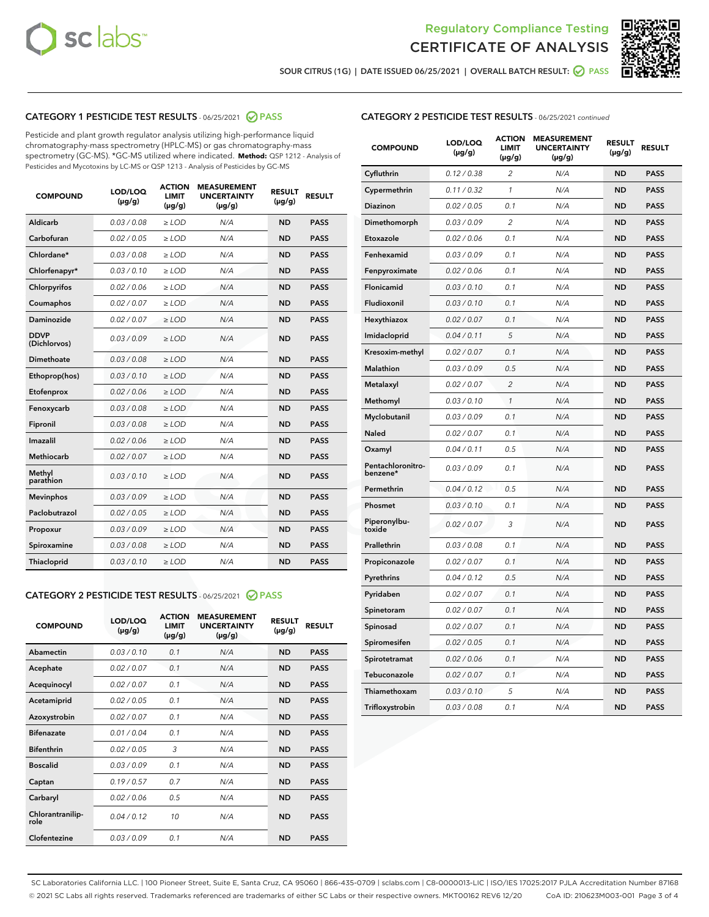Regulatory Compliance Testing
CERTIFICATE OF ANALYSIS

SOUR CITRUS (1G) | DATE ISSUED 06/25/2021 | OVERALL BATCH RESULT: PASS

## CATEGORY 1 PESTICIDE TEST RESULTS - 06/25/2021 PASS

Pesticide and plant growth regulator analysis utilizing high-performance liquid chromatography-mass spectrometry (HPLC-MS) or gas chromatography-mass spectrometry (GC-MS). *GC-MS utilized where indicated. **Method:** QSP 1212 - Analysis of Pesticides and Mycotoxins by LC-MS or QSP 1213 - Analysis of Pesticides by GC-MS

| COMPOUND | LOD/LOQ (µg/g) | ACTION LIMIT (µg/g) | MEASUREMENT UNCERTAINTY (µg/g) | RESULT (µg/g) | RESULT |
|---|---|---|---|---|---|
| Aldicarb | 0.03 / 0.08 | ≥ LOD | N/A | ND | PASS |
| Carbofuran | 0.02 / 0.05 | ≥ LOD | N/A | ND | PASS |
| Chlordane* | 0.03 / 0.08 | ≥ LOD | N/A | ND | PASS |
| Chlorfenapyr* | 0.03 / 0.10 | ≥ LOD | N/A | ND | PASS |
| Chlorpyrifos | 0.02 / 0.06 | ≥ LOD | N/A | ND | PASS |
| Coumaphos | 0.02 / 0.07 | ≥ LOD | N/A | ND | PASS |
| Daminozide | 0.02 / 0.07 | ≥ LOD | N/A | ND | PASS |
| DDVP (Dichlorvos) | 0.03 / 0.09 | ≥ LOD | N/A | ND | PASS |
| Dimethoate | 0.03 / 0.08 | ≥ LOD | N/A | ND | PASS |
| Ethoprop(hos) | 0.03 / 0.10 | ≥ LOD | N/A | ND | PASS |
| Etofenprox | 0.02 / 0.06 | ≥ LOD | N/A | ND | PASS |
| Fenoxycarb | 0.03 / 0.08 | ≥ LOD | N/A | ND | PASS |
| Fipronil | 0.03 / 0.08 | ≥ LOD | N/A | ND | PASS |
| Imazalil | 0.02 / 0.06 | ≥ LOD | N/A | ND | PASS |
| Methiocarb | 0.02 / 0.07 | ≥ LOD | N/A | ND | PASS |
| Methyl parathion | 0.03 / 0.10 | ≥ LOD | N/A | ND | PASS |
| Mevinphos | 0.03 / 0.09 | ≥ LOD | N/A | ND | PASS |
| Paclobutrazol | 0.02 / 0.05 | ≥ LOD | N/A | ND | PASS |
| Propoxur | 0.03 / 0.09 | ≥ LOD | N/A | ND | PASS |
| Spiroxamine | 0.03 / 0.08 | ≥ LOD | N/A | ND | PASS |
| Thiacloprid | 0.03 / 0.10 | ≥ LOD | N/A | ND | PASS |

## CATEGORY 2 PESTICIDE TEST RESULTS - 06/25/2021 PASS

| COMPOUND | LOD/LOQ (µg/g) | ACTION LIMIT (µg/g) | MEASUREMENT UNCERTAINTY (µg/g) | RESULT (µg/g) | RESULT |
|---|---|---|---|---|---|
| Abamectin | 0.03 / 0.10 | 0.1 | N/A | ND | PASS |
| Acephate | 0.02 / 0.07 | 0.1 | N/A | ND | PASS |
| Acequinocyl | 0.02 / 0.07 | 0.1 | N/A | ND | PASS |
| Acetamiprid | 0.02 / 0.05 | 0.1 | N/A | ND | PASS |
| Azoxystrobin | 0.02 / 0.07 | 0.1 | N/A | ND | PASS |
| Bifenazate | 0.01 / 0.04 | 0.1 | N/A | ND | PASS |
| Bifenthrin | 0.02 / 0.05 | 3 | N/A | ND | PASS |
| Boscalid | 0.03 / 0.09 | 0.1 | N/A | ND | PASS |
| Captan | 0.19 / 0.57 | 0.7 | N/A | ND | PASS |
| Carbaryl | 0.02 / 0.06 | 0.5 | N/A | ND | PASS |
| Chlorantraniliprole | 0.04 / 0.12 | 10 | N/A | ND | PASS |
| Clofentezine | 0.03 / 0.09 | 0.1 | N/A | ND | PASS |
| Cyfluthrin | 0.12 / 0.38 | 2 | N/A | ND | PASS |
| Cypermethrin | 0.11 / 0.32 | 1 | N/A | ND | PASS |
| Diazinon | 0.02 / 0.05 | 0.1 | N/A | ND | PASS |
| Dimethomorph | 0.03 / 0.09 | 2 | N/A | ND | PASS |
| Etoxazole | 0.02 / 0.06 | 0.1 | N/A | ND | PASS |
| Fenhexamid | 0.03 / 0.09 | 0.1 | N/A | ND | PASS |
| Fenpyroximate | 0.02 / 0.06 | 0.1 | N/A | ND | PASS |
| Flonicamid | 0.03 / 0.10 | 0.1 | N/A | ND | PASS |
| Fludioxonil | 0.03 / 0.10 | 0.1 | N/A | ND | PASS |
| Hexythiazox | 0.02 / 0.07 | 0.1 | N/A | ND | PASS |
| Imidacloprid | 0.04 / 0.11 | 5 | N/A | ND | PASS |
| Kresoxim-methyl | 0.02 / 0.07 | 0.1 | N/A | ND | PASS |
| Malathion | 0.03 / 0.09 | 0.5 | N/A | ND | PASS |
| Metalaxyl | 0.02 / 0.07 | 2 | N/A | ND | PASS |
| Methomyl | 0.03 / 0.10 | 1 | N/A | ND | PASS |
| Myclobutanil | 0.03 / 0.09 | 0.1 | N/A | ND | PASS |
| Naled | 0.02 / 0.07 | 0.1 | N/A | ND | PASS |
| Oxamyl | 0.04 / 0.11 | 0.5 | N/A | ND | PASS |
| Pentachloronitrobenzene* | 0.03 / 0.09 | 0.1 | N/A | ND | PASS |
| Permethrin | 0.04 / 0.12 | 0.5 | N/A | ND | PASS |
| Phosmet | 0.03 / 0.10 | 0.1 | N/A | ND | PASS |
| Piperonylbutoxide | 0.02 / 0.07 | 3 | N/A | ND | PASS |
| Prallethrin | 0.03 / 0.08 | 0.1 | N/A | ND | PASS |
| Propiconazole | 0.02 / 0.07 | 0.1 | N/A | ND | PASS |
| Pyrethrins | 0.04 / 0.12 | 0.5 | N/A | ND | PASS |
| Pyridaben | 0.02 / 0.07 | 0.1 | N/A | ND | PASS |
| Spinetoram | 0.02 / 0.07 | 0.1 | N/A | ND | PASS |
| Spinosad | 0.02 / 0.07 | 0.1 | N/A | ND | PASS |
| Spiromesifen | 0.02 / 0.05 | 0.1 | N/A | ND | PASS |
| Spirotetramat | 0.02 / 0.06 | 0.1 | N/A | ND | PASS |
| Tebuconazole | 0.02 / 0.07 | 0.1 | N/A | ND | PASS |
| Thiamethoxam | 0.03 / 0.10 | 5 | N/A | ND | PASS |
| Trifloxystrobin | 0.03 / 0.08 | 0.1 | N/A | ND | PASS |

SC Laboratories California LLC. | 100 Pioneer Street, Suite E, Santa Cruz, CA 95060 | 866-435-0709 | sclabs.com | C8-0000013-LIC | ISO/IES 17025:2017 PJLA Accreditation Number 87168
© 2021 SC Labs all rights reserved. Trademarks referenced are trademarks of either SC Labs or their respective owners. MKT00162 REV6 12/20 CoA ID: 210623M003-001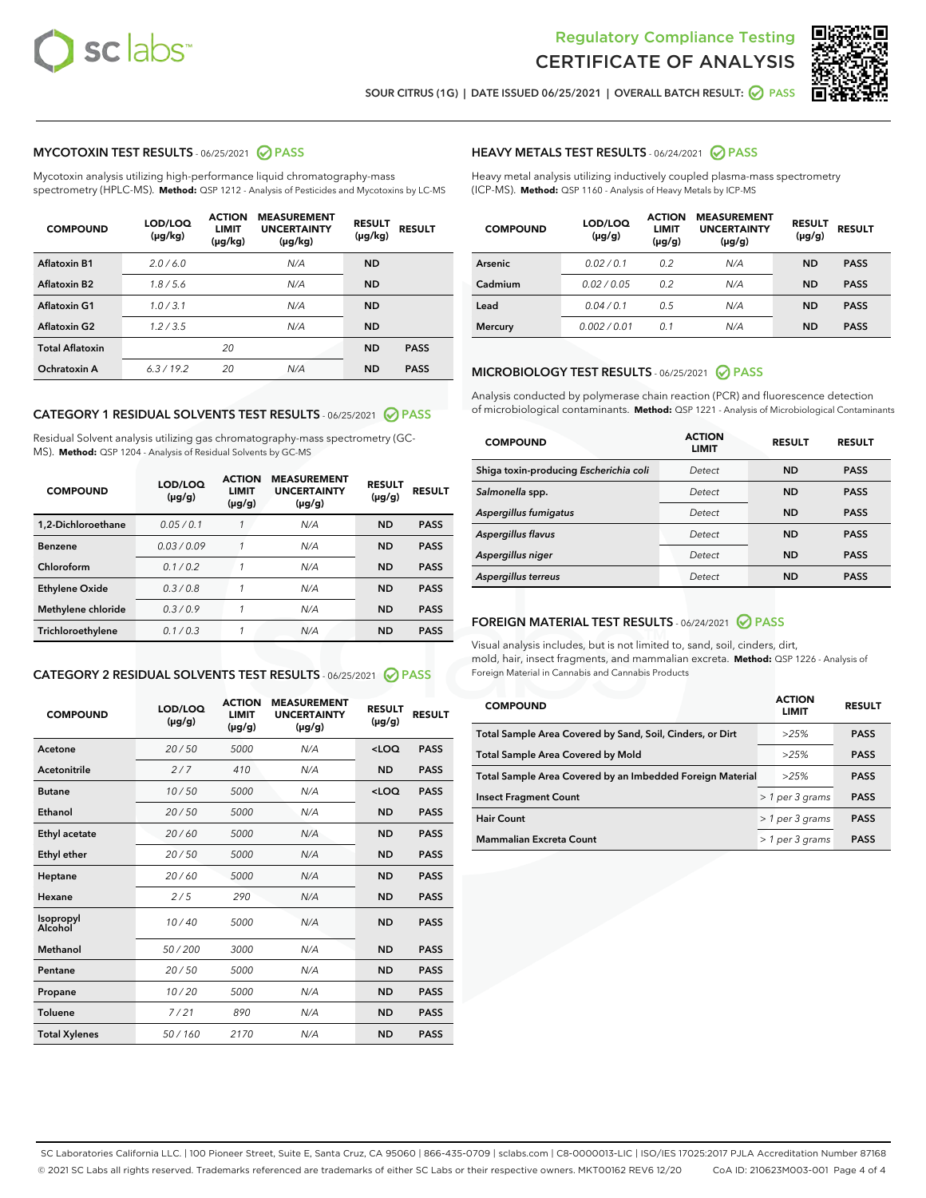Regulatory Compliance Testing
CERTIFICATE OF ANALYSIS

SOUR CITRUS (1G) | DATE ISSUED 06/25/2021 | OVERALL BATCH RESULT: PASS

## MYCOTOXIN TEST RESULTS - 06/25/2021 PASS

Mycotoxin analysis utilizing high-performance liquid chromatography-mass spectrometry (HPLC-MS). **Method:** QSP 1212 - Analysis of Pesticides and Mycotoxins by LC-MS

| COMPOUND | LOD/LOQ (μg/kg) | ACTION LIMIT (μg/kg) | MEASUREMENT UNCERTAINTY (μg/kg) | RESULT (μg/kg) | RESULT |
|---|---|---|---|---|---|
| Aflatoxin B1 | 2.0 / 6.0 | | N/A | ND | |
| Aflatoxin B2 | 1.8 / 5.6 | | N/A | ND | |
| Aflatoxin G1 | 1.0 / 3.1 | | N/A | ND | |
| Aflatoxin G2 | 1.2 / 3.5 | | N/A | ND | |
| Total Aflatoxin | | 20 | | ND | PASS |
| Ochratoxin A | 6.3 / 19.2 | 20 | N/A | ND | PASS |

## CATEGORY 1 RESIDUAL SOLVENTS TEST RESULTS - 06/25/2021 PASS

Residual Solvent analysis utilizing gas chromatography-mass spectrometry (GC-MS). **Method:** QSP 1204 - Analysis of Residual Solvents by GC-MS

| COMPOUND | LOD/LOQ (μg/g) | ACTION LIMIT (μg/g) | MEASUREMENT UNCERTAINTY (μg/g) | RESULT (μg/g) | RESULT |
|---|---|---|---|---|---|
| 1,2-Dichloroethane | 0.05 / 0.1 | 1 | N/A | ND | PASS |
| Benzene | 0.03 / 0.09 | 1 | N/A | ND | PASS |
| Chloroform | 0.1 / 0.2 | 1 | N/A | ND | PASS |
| Ethylene Oxide | 0.3 / 0.8 | 1 | N/A | ND | PASS |
| Methylene chloride | 0.3 / 0.9 | 1 | N/A | ND | PASS |
| Trichloroethylene | 0.1 / 0.3 | 1 | N/A | ND | PASS |

## CATEGORY 2 RESIDUAL SOLVENTS TEST RESULTS - 06/25/2021 PASS

| COMPOUND | LOD/LOQ (μg/g) | ACTION LIMIT (μg/g) | MEASUREMENT UNCERTAINTY (μg/g) | RESULT (μg/g) | RESULT |
|---|---|---|---|---|---|
| Acetone | 20 / 50 | 5000 | N/A | <LOQ | PASS |
| Acetonitrile | 2 / 7 | 410 | N/A | ND | PASS |
| Butane | 10 / 50 | 5000 | N/A | <LOQ | PASS |
| Ethanol | 20 / 50 | 5000 | N/A | ND | PASS |
| Ethyl acetate | 20 / 60 | 5000 | N/A | ND | PASS |
| Ethyl ether | 20 / 50 | 5000 | N/A | ND | PASS |
| Heptane | 20 / 60 | 5000 | N/A | ND | PASS |
| Hexane | 2 / 5 | 290 | N/A | ND | PASS |
| Isopropyl Alcohol | 10 / 40 | 5000 | N/A | ND | PASS |
| Methanol | 50 / 200 | 3000 | N/A | ND | PASS |
| Pentane | 20 / 50 | 5000 | N/A | ND | PASS |
| Propane | 10 / 20 | 5000 | N/A | ND | PASS |
| Toluene | 7 / 21 | 890 | N/A | ND | PASS |
| Total Xylenes | 50 / 160 | 2170 | N/A | ND | PASS |

## HEAVY METALS TEST RESULTS - 06/24/2021 PASS

Heavy metal analysis utilizing inductively coupled plasma-mass spectrometry (ICP-MS). **Method:** QSP 1160 - Analysis of Heavy Metals by ICP-MS

| COMPOUND | LOD/LOQ (μg/g) | ACTION LIMIT (μg/g) | MEASUREMENT UNCERTAINTY (μg/g) | RESULT (μg/g) | RESULT |
|---|---|---|---|---|---|
| Arsenic | 0.02 / 0.1 | 0.2 | N/A | ND | PASS |
| Cadmium | 0.02 / 0.05 | 0.2 | N/A | ND | PASS |
| Lead | 0.04 / 0.1 | 0.5 | N/A | ND | PASS |
| Mercury | 0.002 / 0.01 | 0.1 | N/A | ND | PASS |

## MICROBIOLOGY TEST RESULTS - 06/25/2021 PASS

Analysis conducted by polymerase chain reaction (PCR) and fluorescence detection of microbiological contaminants. **Method:** QSP 1221 - Analysis of Microbiological Contaminants

| COMPOUND | ACTION LIMIT | RESULT | RESULT |
|---|---|---|---|
| Shiga toxin-producing *Escherichia coli* | Detect | ND | PASS |
| *Salmonella* spp. | Detect | ND | PASS |
| *Aspergillus fumigatus* | Detect | ND | PASS |
| *Aspergillus flavus* | Detect | ND | PASS |
| *Aspergillus niger* | Detect | ND | PASS |
| *Aspergillus terreus* | Detect | ND | PASS |

## FOREIGN MATERIAL TEST RESULTS - 06/24/2021 PASS

Visual analysis includes, but is not limited to, sand, soil, cinders, dirt, mold, hair, insect fragments, and mammalian excreta. **Method:** QSP 1226 - Analysis of Foreign Material in Cannabis and Cannabis Products

| COMPOUND | ACTION LIMIT | RESULT |
|---|---|---|
| Total Sample Area Covered by Sand, Soil, Cinders, or Dirt | >25% | PASS |
| Total Sample Area Covered by Mold | >25% | PASS |
| Total Sample Area Covered by an Imbedded Foreign Material | >25% | PASS |
| Insect Fragment Count | > 1 per 3 grams | PASS |
| Hair Count | > 1 per 3 grams | PASS |
| Mammalian Excreta Count | > 1 per 3 grams | PASS |

SC Laboratories California LLC. | 100 Pioneer Street, Suite E, Santa Cruz, CA 95060 | 866-435-0709 | sclabs.com | C8-0000013-LIC | ISO/IES 17025:2017 PJLA Accreditation Number 87168
© 2021 SC Labs all rights reserved. Trademarks referenced are trademarks of either SC Labs or their respective owners. MKT00162 REV6 12/20 CoA ID: 210623M003-001